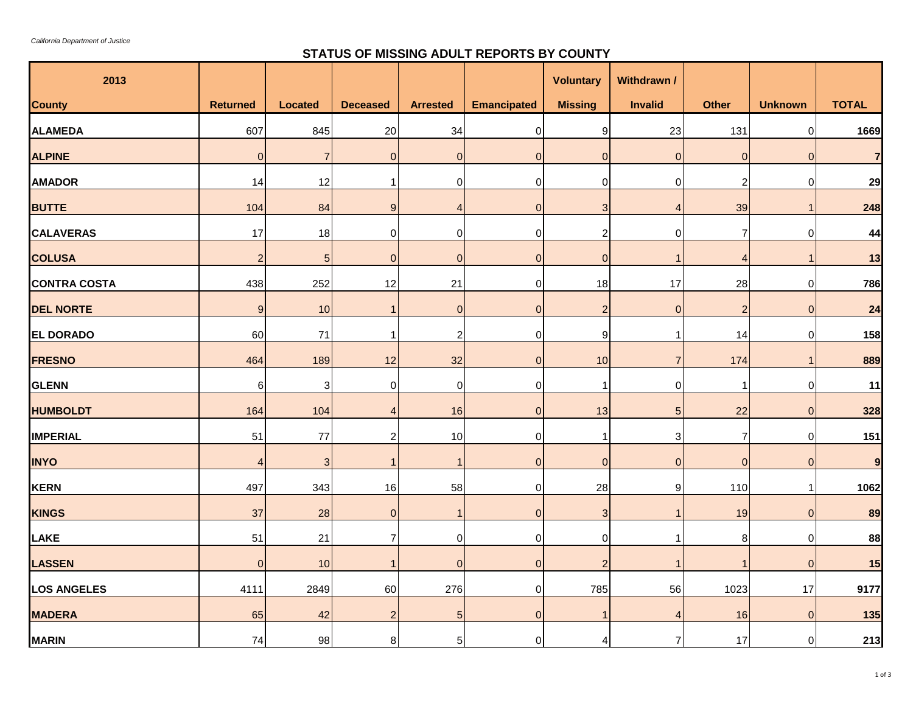*California Department of Justice*

## STATUS OF MISSING ADULT REPORTS BY COUNTY

| 2013 | | | | | | Voluntary | Withdrawn / | | | |
|---|---|---|---|---|---|---|---|---|---|---|
| **County** | **Returned** | **Located** | **Deceased** | **Arrested** | **Emancipated** | **Missing** | **Invalid** | **Other** | **Unknown** | **TOTAL** |
| **ALAMEDA** | 607 | 845 | 20 | 34 | 0 | 9 | 23 | 131 | 0 | **1669** |
| **ALPINE** | 0 | 7 | 0 | 0 | 0 | 0 | 0 | 0 | 0 | **7** |
| **AMADOR** | 14 | 12 | 1 | 0 | 0 | 0 | 0 | 2 | 0 | **29** |
| **BUTTE** | 104 | 84 | 9 | 4 | 0 | 3 | 4 | 39 | 1 | **248** |
| **CALAVERAS** | 17 | 18 | 0 | 0 | 0 | 2 | 0 | 7 | 0 | **44** |
| **COLUSA** | 2 | 5 | 0 | 0 | 0 | 0 | 1 | 4 | 1 | **13** |
| **CONTRA COSTA** | 438 | 252 | 12 | 21 | 0 | 18 | 17 | 28 | 0 | **786** |
| **DEL NORTE** | 9 | 10 | 1 | 0 | 0 | 2 | 0 | 2 | 0 | **24** |
| **EL DORADO** | 60 | 71 | 1 | 2 | 0 | 9 | 1 | 14 | 0 | **158** |
| **FRESNO** | 464 | 189 | 12 | 32 | 0 | 10 | 7 | 174 | 1 | **889** |
| **GLENN** | 6 | 3 | 0 | 0 | 0 | 1 | 0 | 1 | 0 | **11** |
| **HUMBOLDT** | 164 | 104 | 4 | 16 | 0 | 13 | 5 | 22 | 0 | **328** |
| **IMPERIAL** | 51 | 77 | 2 | 10 | 0 | 1 | 3 | 7 | 0 | **151** |
| **INYO** | 4 | 3 | 1 | 1 | 0 | 0 | 0 | 0 | 0 | **9** |
| **KERN** | 497 | 343 | 16 | 58 | 0 | 28 | 9 | 110 | 1 | **1062** |
| **KINGS** | 37 | 28 | 0 | 1 | 0 | 3 | 1 | 19 | 0 | **89** |
| **LAKE** | 51 | 21 | 7 | 0 | 0 | 0 | 1 | 8 | 0 | **88** |
| **LASSEN** | 0 | 10 | 1 | 0 | 0 | 2 | 1 | 1 | 0 | **15** |
| **LOS ANGELES** | 4111 | 2849 | 60 | 276 | 0 | 785 | 56 | 1023 | 17 | **9177** |
| **MADERA** | 65 | 42 | 2 | 5 | 0 | 1 | 4 | 16 | 0 | **135** |
| **MARIN** | 74 | 98 | 8 | 5 | 0 | 4 | 7 | 17 | 0 | **213** |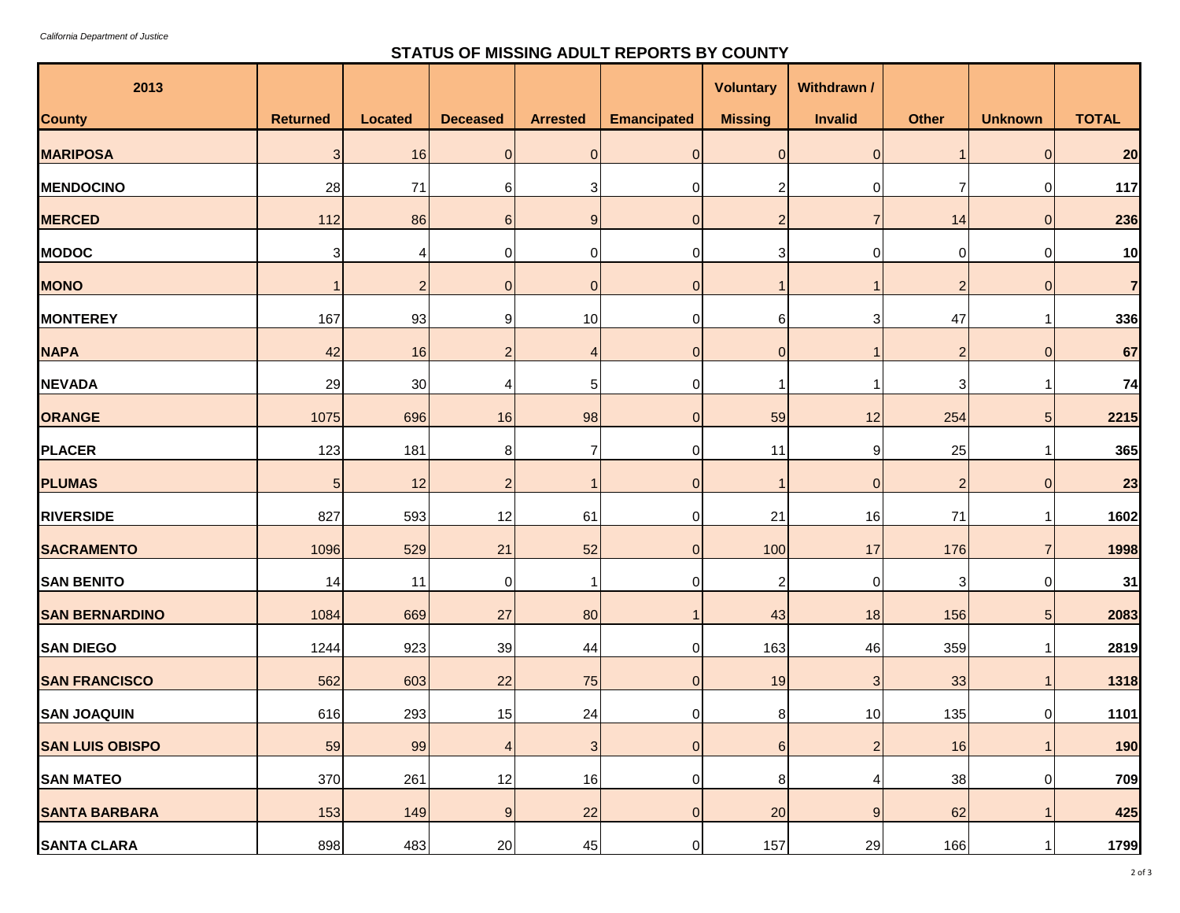*California Department of Justice*

## STATUS OF MISSING ADULT REPORTS BY COUNTY

| 2013 County | Returned | Located | Deceased | Arrested | Emancipated | Voluntary Missing | Withdrawn / Invalid | Other | Unknown | TOTAL |
|---|---|---|---|---|---|---|---|---|---|---|
| **MARIPOSA** | 3 | 16 | 0 | 0 | 0 | 0 | 0 | 1 | 0 | **20** |
| **MENDOCINO** | 28 | 71 | 6 | 3 | 0 | 2 | 0 | 7 | 0 | **117** |
| **MERCED** | 112 | 86 | 6 | 9 | 0 | 2 | 7 | 14 | 0 | **236** |
| **MODOC** | 3 | 4 | 0 | 0 | 0 | 3 | 0 | 0 | 0 | **10** |
| **MONO** | 1 | 2 | 0 | 0 | 0 | 1 | 1 | 2 | 0 | **7** |
| **MONTEREY** | 167 | 93 | 9 | 10 | 0 | 6 | 3 | 47 | 1 | **336** |
| **NAPA** | 42 | 16 | 2 | 4 | 0 | 0 | 1 | 2 | 0 | **67** |
| **NEVADA** | 29 | 30 | 4 | 5 | 0 | 1 | 1 | 3 | 1 | **74** |
| **ORANGE** | 1075 | 696 | 16 | 98 | 0 | 59 | 12 | 254 | 5 | **2215** |
| **PLACER** | 123 | 181 | 8 | 7 | 0 | 11 | 9 | 25 | 1 | **365** |
| **PLUMAS** | 5 | 12 | 2 | 1 | 0 | 1 | 0 | 2 | 0 | **23** |
| **RIVERSIDE** | 827 | 593 | 12 | 61 | 0 | 21 | 16 | 71 | 1 | **1602** |
| **SACRAMENTO** | 1096 | 529 | 21 | 52 | 0 | 100 | 17 | 176 | 7 | **1998** |
| **SAN BENITO** | 14 | 11 | 0 | 1 | 0 | 2 | 0 | 3 | 0 | **31** |
| **SAN BERNARDINO** | 1084 | 669 | 27 | 80 | 1 | 43 | 18 | 156 | 5 | **2083** |
| **SAN DIEGO** | 1244 | 923 | 39 | 44 | 0 | 163 | 46 | 359 | 1 | **2819** |
| **SAN FRANCISCO** | 562 | 603 | 22 | 75 | 0 | 19 | 3 | 33 | 1 | **1318** |
| **SAN JOAQUIN** | 616 | 293 | 15 | 24 | 0 | 8 | 10 | 135 | 0 | **1101** |
| **SAN LUIS OBISPO** | 59 | 99 | 4 | 3 | 0 | 6 | 2 | 16 | 1 | **190** |
| **SAN MATEO** | 370 | 261 | 12 | 16 | 0 | 8 | 4 | 38 | 0 | **709** |
| **SANTA BARBARA** | 153 | 149 | 9 | 22 | 0 | 20 | 9 | 62 | 1 | **425** |
| **SANTA CLARA** | 898 | 483 | 20 | 45 | 0 | 157 | 29 | 166 | 1 | **1799** |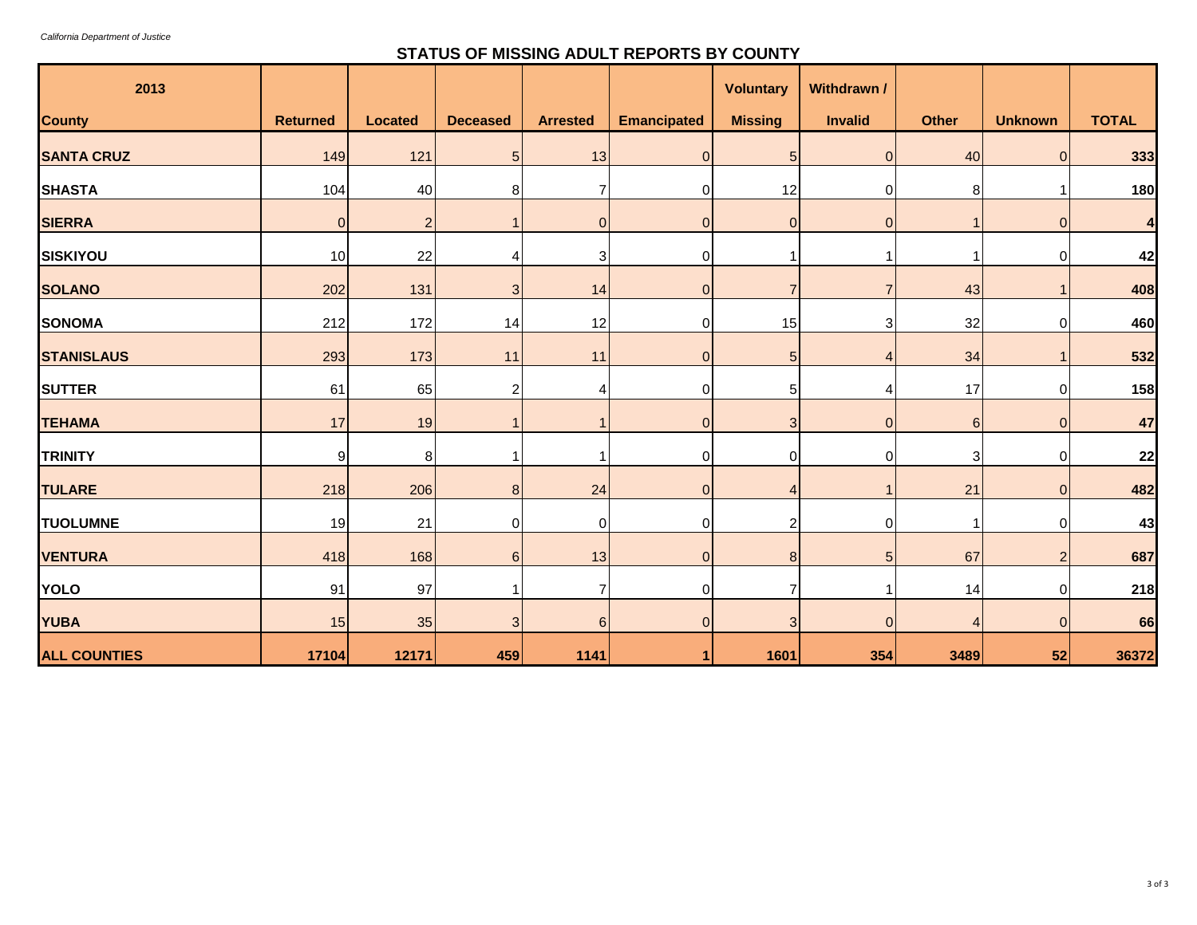*California Department of Justice*

## STATUS OF MISSING ADULT REPORTS BY COUNTY

| 2013 County | Returned | Located | Deceased | Arrested | Emancipated | Voluntary Missing | Withdrawn / Invalid | Other | Unknown | TOTAL |
|---|---|---|---|---|---|---|---|---|---|---|
| **SANTA CRUZ** | 149 | 121 | 5 | 13 | 0 | 5 | 0 | 40 | 0 | **333** |
| **SHASTA** | 104 | 40 | 8 | 7 | 0 | 12 | 0 | 8 | 1 | **180** |
| **SIERRA** | 0 | 2 | 1 | 0 | 0 | 0 | 0 | 1 | 0 | **4** |
| **SISKIYOU** | 10 | 22 | 4 | 3 | 0 | 1 | 1 | 1 | 0 | **42** |
| **SOLANO** | 202 | 131 | 3 | 14 | 0 | 7 | 7 | 43 | 1 | **408** |
| **SONOMA** | 212 | 172 | 14 | 12 | 0 | 15 | 3 | 32 | 0 | **460** |
| **STANISLAUS** | 293 | 173 | 11 | 11 | 0 | 5 | 4 | 34 | 1 | **532** |
| **SUTTER** | 61 | 65 | 2 | 4 | 0 | 5 | 4 | 17 | 0 | **158** |
| **TEHAMA** | 17 | 19 | 1 | 1 | 0 | 3 | 0 | 6 | 0 | **47** |
| **TRINITY** | 9 | 8 | 1 | 1 | 0 | 0 | 0 | 3 | 0 | **22** |
| **TULARE** | 218 | 206 | 8 | 24 | 0 | 4 | 1 | 21 | 0 | **482** |
| **TUOLUMNE** | 19 | 21 | 0 | 0 | 0 | 2 | 0 | 1 | 0 | **43** |
| **VENTURA** | 418 | 168 | 6 | 13 | 0 | 8 | 5 | 67 | 2 | **687** |
| **YOLO** | 91 | 97 | 1 | 7 | 0 | 7 | 1 | 14 | 0 | **218** |
| **YUBA** | 15 | 35 | 3 | 6 | 0 | 3 | 0 | 4 | 0 | **66** |
| **ALL COUNTIES** | **17104** | **12171** | **459** | **1141** | **1** | **1601** | **354** | **3489** | **52** | **36372** |